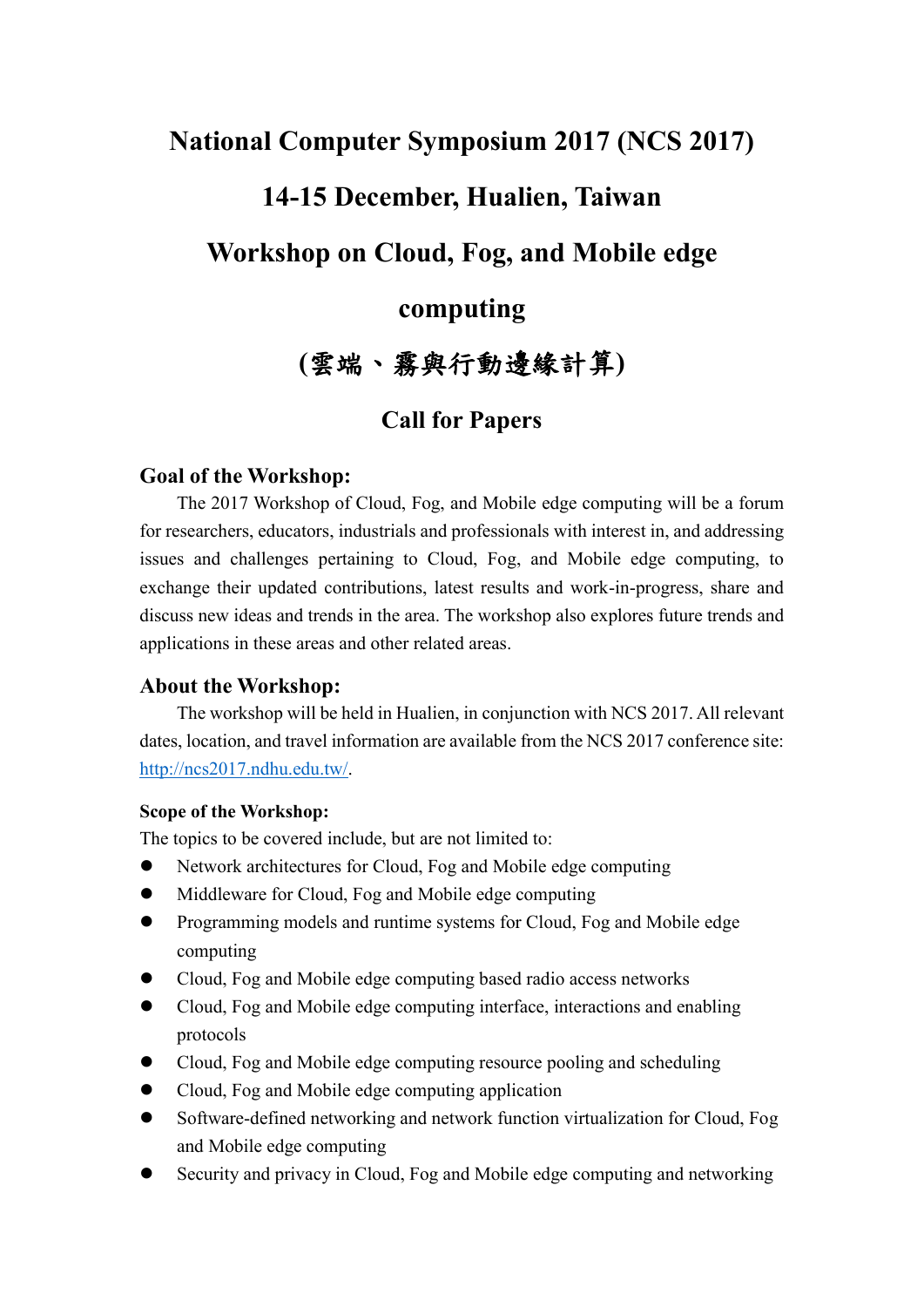# National Computer Symposium 2017 (NCS 2017)

# 14-15 December, Hualien, Taiwan

# Workshop on Cloud, Fog, and Mobile edge computing

# (雲端、霧與行動邊緣計算)

## Call for Papers

### Goal of the Workshop:

The 2017 Workshop of Cloud, Fog, and Mobile edge computing will be a forum for researchers, educators, industrials and professionals with interest in, and addressing issues and challenges pertaining to Cloud, Fog, and Mobile edge computing, to exchange their updated contributions, latest results and work-in-progress, share and discuss new ideas and trends in the area. The workshop also explores future trends and applications in these areas and other related areas.

### About the Workshop:

The workshop will be held in Hualien, in conjunction with NCS 2017. All relevant dates, location, and travel information are available from the NCS 2017 conference site: http://ncs2017.ndhu.edu.tw/.

**Scope of the Workshop:**

The topics to be covered include, but are not limited to:

- Network architectures for Cloud, Fog and Mobile edge computing
- Middleware for Cloud, Fog and Mobile edge computing
- Programming models and runtime systems for Cloud, Fog and Mobile edge computing
- Cloud, Fog and Mobile edge computing based radio access networks
- Cloud, Fog and Mobile edge computing interface, interactions and enabling protocols
- Cloud, Fog and Mobile edge computing resource pooling and scheduling
- Cloud, Fog and Mobile edge computing application
- Software-defined networking and network function virtualization for Cloud, Fog and Mobile edge computing
- Security and privacy in Cloud, Fog and Mobile edge computing and networking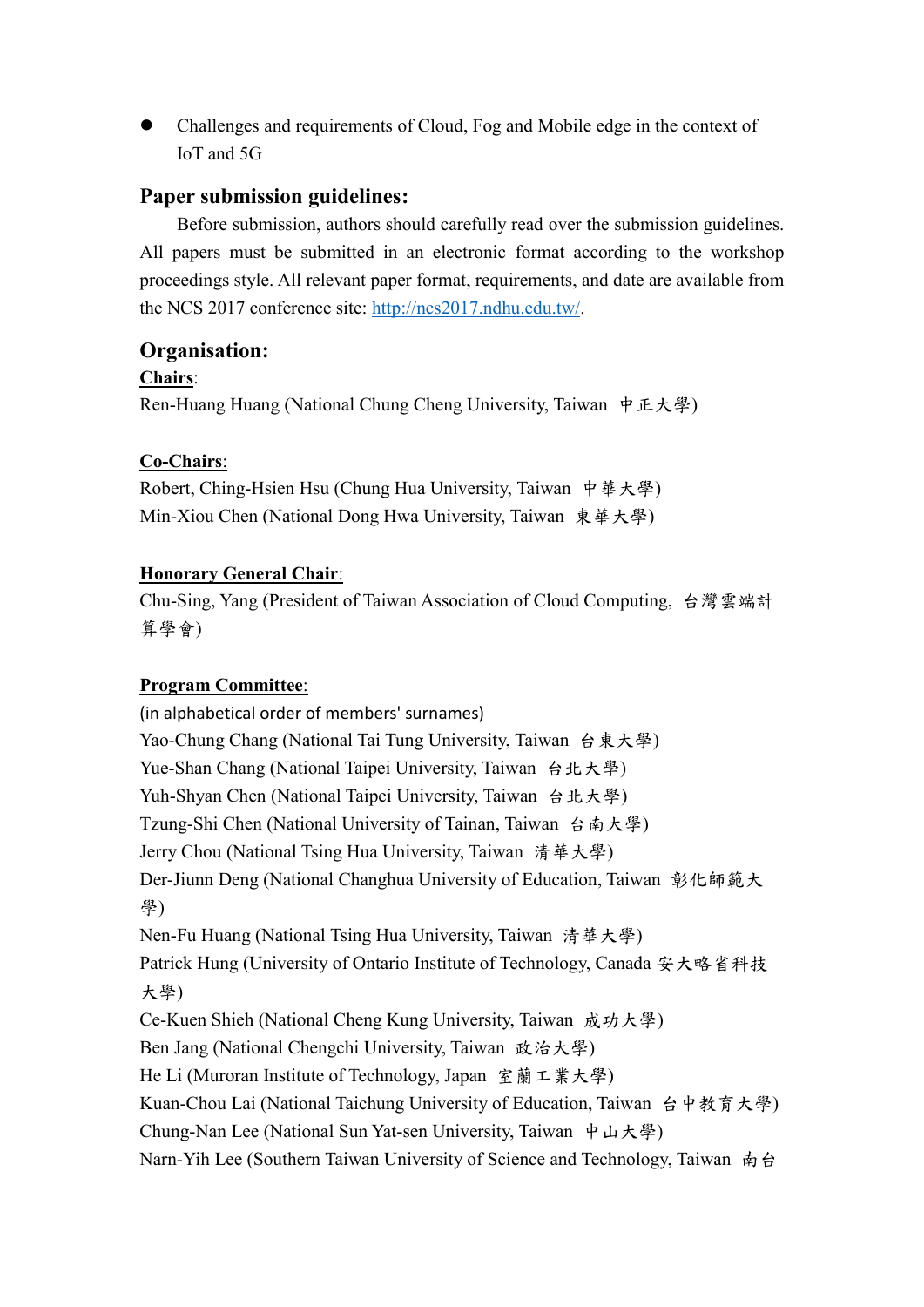- Challenges and requirements of Cloud, Fog and Mobile edge in the context of IoT and 5G

## Paper submission guidelines:

Before submission, authors should carefully read over the submission guidelines. All papers must be submitted in an electronic format according to the workshop proceedings style. All relevant paper format, requirements, and date are available from the NCS 2017 conference site: http://ncs2017.ndhu.edu.tw/.

## Organisation:

**Chairs**:

Ren-Huang Huang (National Chung Cheng University, Taiwan 中正大學)

**Co-Chairs**:

Robert, Ching-Hsien Hsu (Chung Hua University, Taiwan 中華大學)
Min-Xiou Chen (National Dong Hwa University, Taiwan 東華大學)

**Honorary General Chair**:

Chu-Sing, Yang (President of Taiwan Association of Cloud Computing, 台灣雲端計算學會)

**Program Committee**:

(in alphabetical order of members' surnames)

Yao-Chung Chang (National Tai Tung University, Taiwan 台東大學)
Yue-Shan Chang (National Taipei University, Taiwan 台北大學)
Yuh-Shyan Chen (National Taipei University, Taiwan 台北大學)
Tzung-Shi Chen (National University of Tainan, Taiwan 台南大學)
Jerry Chou (National Tsing Hua University, Taiwan 清華大學)
Der-Jiunn Deng (National Changhua University of Education, Taiwan 彰化師範大學)
Nen-Fu Huang (National Tsing Hua University, Taiwan 清華大學)
Patrick Hung (University of Ontario Institute of Technology, Canada 安大略省科技大學)
Ce-Kuen Shieh (National Cheng Kung University, Taiwan 成功大學)
Ben Jang (National Chengchi University, Taiwan 政治大學)
He Li (Muroran Institute of Technology, Japan 室蘭工業大學)
Kuan-Chou Lai (National Taichung University of Education, Taiwan 台中教育大學)
Chung-Nan Lee (National Sun Yat-sen University, Taiwan 中山大學)
Narn-Yih Lee (Southern Taiwan University of Science and Technology, Taiwan 南台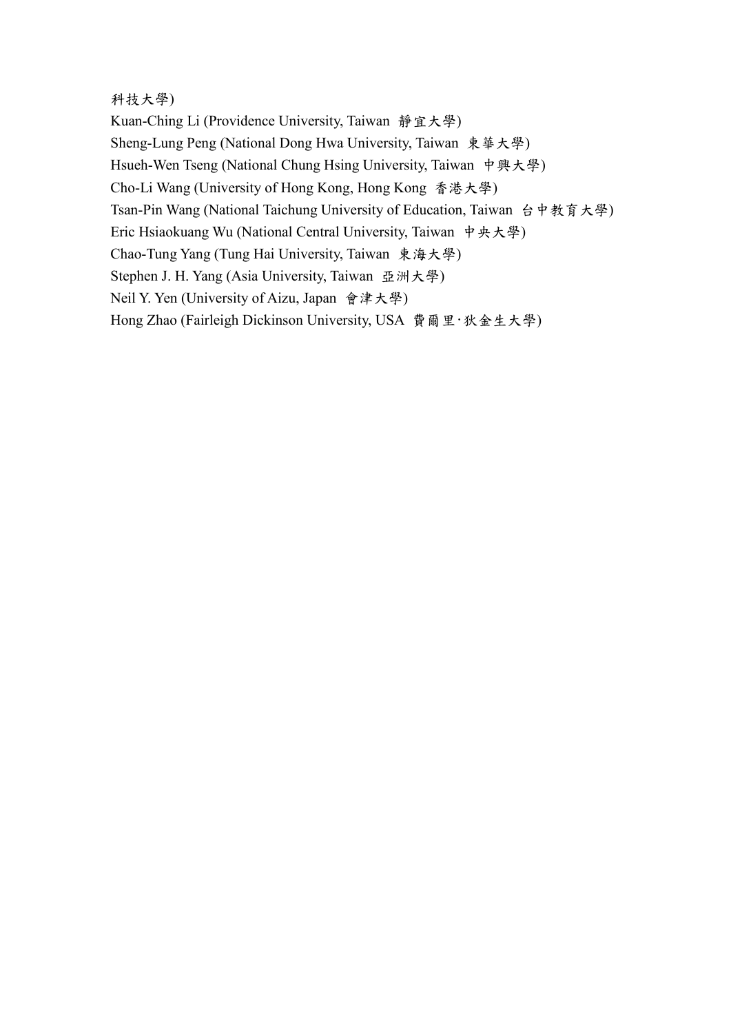科技大學)

Kuan-Ching Li (Providence University, Taiwan 靜宜大學)

Sheng-Lung Peng (National Dong Hwa University, Taiwan 東華大學)

Hsueh-Wen Tseng (National Chung Hsing University, Taiwan 中興大學)

Cho-Li Wang (University of Hong Kong, Hong Kong 香港大學)

Tsan-Pin Wang (National Taichung University of Education, Taiwan 台中教育大學)

Eric Hsiaokuang Wu (National Central University, Taiwan 中央大學)

Chao-Tung Yang (Tung Hai University, Taiwan 東海大學)

Stephen J. H. Yang (Asia University, Taiwan 亞洲大學)

Neil Y. Yen (University of Aizu, Japan 會津大學)

Hong Zhao (Fairleigh Dickinson University, USA 費爾里·狄金生大學)